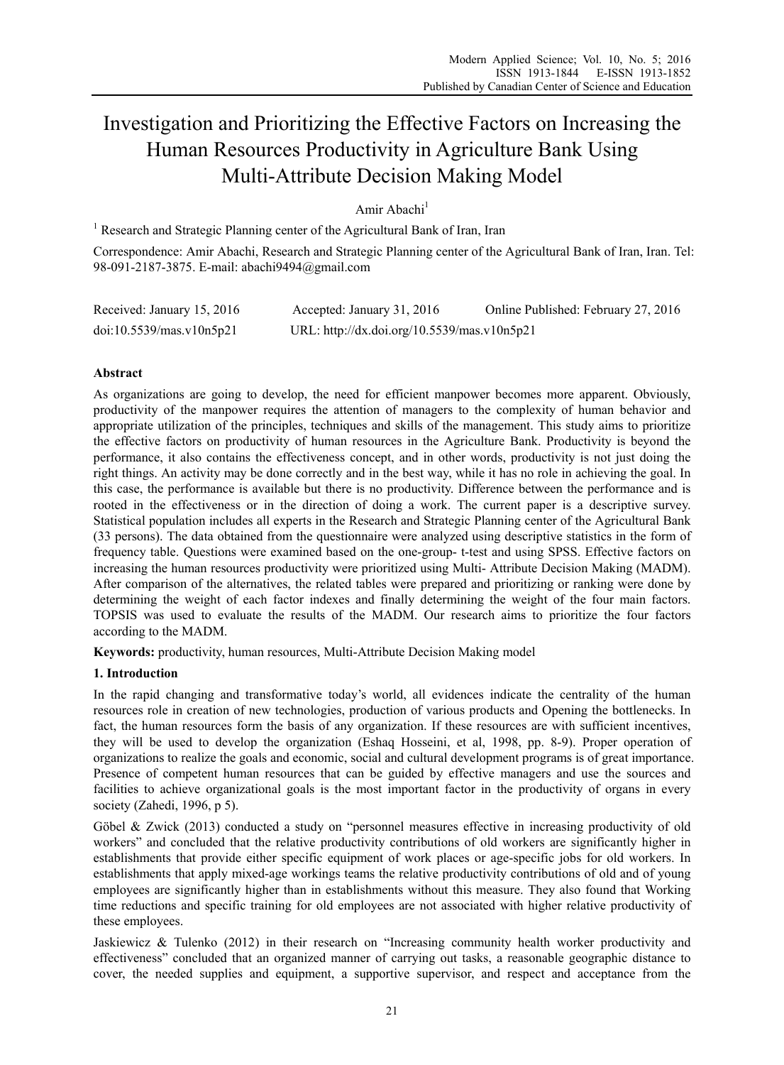# Investigation and Prioritizing the Effective Factors on Increasing the Human Resources Productivity in Agriculture Bank Using Multi-Attribute Decision Making Model

Amir Abachi[1]

[1] Research and Strategic Planning center of the Agricultural Bank of Iran, Iran

Correspondence: Amir Abachi, Research and Strategic Planning center of the Agricultural Bank of Iran, Iran. Tel: 98-091-2187-3875. E-mail: abachi9494@gmail.com

Received: January 15, 2016 Accepted: January 31, 2016 Online Published: February 27, 2016

doi:10.5539/mas.v10n5p21 URL: http://dx.doi.org/10.5539/mas.v10n5p21

**Abstract**

As organizations are going to develop, the need for efficient manpower becomes more apparent. Obviously, productivity of the manpower requires the attention of managers to the complexity of human behavior and appropriate utilization of the principles, techniques and skills of the management. This study aims to prioritize the effective factors on productivity of human resources in the Agriculture Bank. Productivity is beyond the performance, it also contains the effectiveness concept, and in other words, productivity is not just doing the right things. An activity may be done correctly and in the best way, while it has no role in achieving the goal. In this case, the performance is available but there is no productivity. Difference between the performance and is rooted in the effectiveness or in the direction of doing a work. The current paper is a descriptive survey. Statistical population includes all experts in the Research and Strategic Planning center of the Agricultural Bank (33 persons). The data obtained from the questionnaire were analyzed using descriptive statistics in the form of frequency table. Questions were examined based on the one-group- t-test and using SPSS. Effective factors on increasing the human resources productivity were prioritized using Multi- Attribute Decision Making (MADM). After comparison of the alternatives, the related tables were prepared and prioritizing or ranking were done by determining the weight of each factor indexes and finally determining the weight of the four main factors. TOPSIS was used to evaluate the results of the MADM. Our research aims to prioritize the four factors according to the MADM.

**Keywords:** productivity, human resources, Multi-Attribute Decision Making model

## 1. Introduction

In the rapid changing and transformative today's world, all evidences indicate the centrality of the human resources role in creation of new technologies, production of various products and Opening the bottlenecks. In fact, the human resources form the basis of any organization. If these resources are with sufficient incentives, they will be used to develop the organization (Eshaq Hosseini, et al, 1998, pp. 8-9). Proper operation of organizations to realize the goals and economic, social and cultural development programs is of great importance. Presence of competent human resources that can be guided by effective managers and use the sources and facilities to achieve organizational goals is the most important factor in the productivity of organs in every society (Zahedi, 1996, p 5).

Göbel & Zwick (2013) conducted a study on "personnel measures effective in increasing productivity of old workers" and concluded that the relative productivity contributions of old workers are significantly higher in establishments that provide either specific equipment of work places or age-specific jobs for old workers. In establishments that apply mixed-age workings teams the relative productivity contributions of old and of young employees are significantly higher than in establishments without this measure. They also found that Working time reductions and specific training for old employees are not associated with higher relative productivity of these employees.

Jaskiewicz & Tulenko (2012) in their research on "Increasing community health worker productivity and effectiveness" concluded that an organized manner of carrying out tasks, a reasonable geographic distance to cover, the needed supplies and equipment, a supportive supervisor, and respect and acceptance from the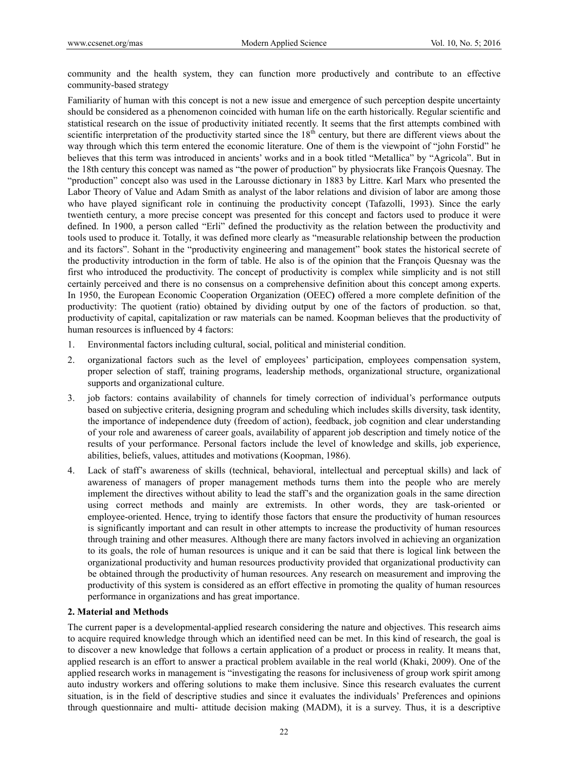community and the health system, they can function more productively and contribute to an effective community-based strategy

Familiarity of human with this concept is not a new issue and emergence of such perception despite uncertainty should be considered as a phenomenon coincided with human life on the earth historically. Regular scientific and statistical research on the issue of productivity initiated recently. It seems that the first attempts combined with scientific interpretation of the productivity started since the 18th century, but there are different views about the way through which this term entered the economic literature. One of them is the viewpoint of "john Forstid" he believes that this term was introduced in ancients' works and in a book titled "Metallica" by "Agricola". But in the 18th century this concept was named as "the power of production" by physiocrats like François Quesnay. The "production" concept also was used in the Larousse dictionary in 1883 by Littre. Karl Marx who presented the Labor Theory of Value and Adam Smith as analyst of the labor relations and division of labor are among those who have played significant role in continuing the productivity concept (Tafazolli, 1993). Since the early twentieth century, a more precise concept was presented for this concept and factors used to produce it were defined. In 1900, a person called "Erli" defined the productivity as the relation between the productivity and tools used to produce it. Totally, it was defined more clearly as "measurable relationship between the production and its factors". Sohant in the "productivity engineering and management" book states the historical secrete of the productivity introduction in the form of table. He also is of the opinion that the François Quesnay was the first who introduced the productivity. The concept of productivity is complex while simplicity and is not still certainly perceived and there is no consensus on a comprehensive definition about this concept among experts. In 1950, the European Economic Cooperation Organization (OEEC**)** offered a more complete definition of the productivity: The quotient (ratio) obtained by dividing output by one of the factors of production. so that, productivity of capital, capitalization or raw materials can be named. Koopman believes that the productivity of human resources is influenced by 4 factors:

1. Environmental factors including cultural, social, political and ministerial condition.
2. organizational factors such as the level of employees' participation, employees compensation system, proper selection of staff, training programs, leadership methods, organizational structure, organizational supports and organizational culture.
3. job factors: contains availability of channels for timely correction of individual's performance outputs based on subjective criteria, designing program and scheduling which includes skills diversity, task identity, the importance of independence duty (freedom of action), feedback, job cognition and clear understanding of your role and awareness of career goals, availability of apparent job description and timely notice of the results of your performance. Personal factors include the level of knowledge and skills, job experience, abilities, beliefs, values, attitudes and motivations (Koopman, 1986).
4. Lack of staff's awareness of skills (technical, behavioral, intellectual and perceptual skills) and lack of awareness of managers of proper management methods turns them into the people who are merely implement the directives without ability to lead the staff's and the organization goals in the same direction using correct methods and mainly are extremists. In other words, they are task-oriented or employee-oriented. Hence, trying to identify those factors that ensure the productivity of human resources is significantly important and can result in other attempts to increase the productivity of human resources through training and other measures. Although there are many factors involved in achieving an organization to its goals, the role of human resources is unique and it can be said that there is logical link between the organizational productivity and human resources productivity provided that organizational productivity can be obtained through the productivity of human resources. Any research on measurement and improving the productivity of this system is considered as an effort effective in promoting the quality of human resources performance in organizations and has great importance.

## 2. Material and Methods

The current paper is a developmental-applied research considering the nature and objectives. This research aims to acquire required knowledge through which an identified need can be met. In this kind of research, the goal is to discover a new knowledge that follows a certain application of a product or process in reality. It means that, applied research is an effort to answer a practical problem available in the real world (Khaki, 2009). One of the applied research works in management is "investigating the reasons for inclusiveness of group work spirit among auto industry workers and offering solutions to make them inclusive. Since this research evaluates the current situation, is in the field of descriptive studies and since it evaluates the individuals' Preferences and opinions through questionnaire and multi- attitude decision making (MADM), it is a survey. Thus, it is a descriptive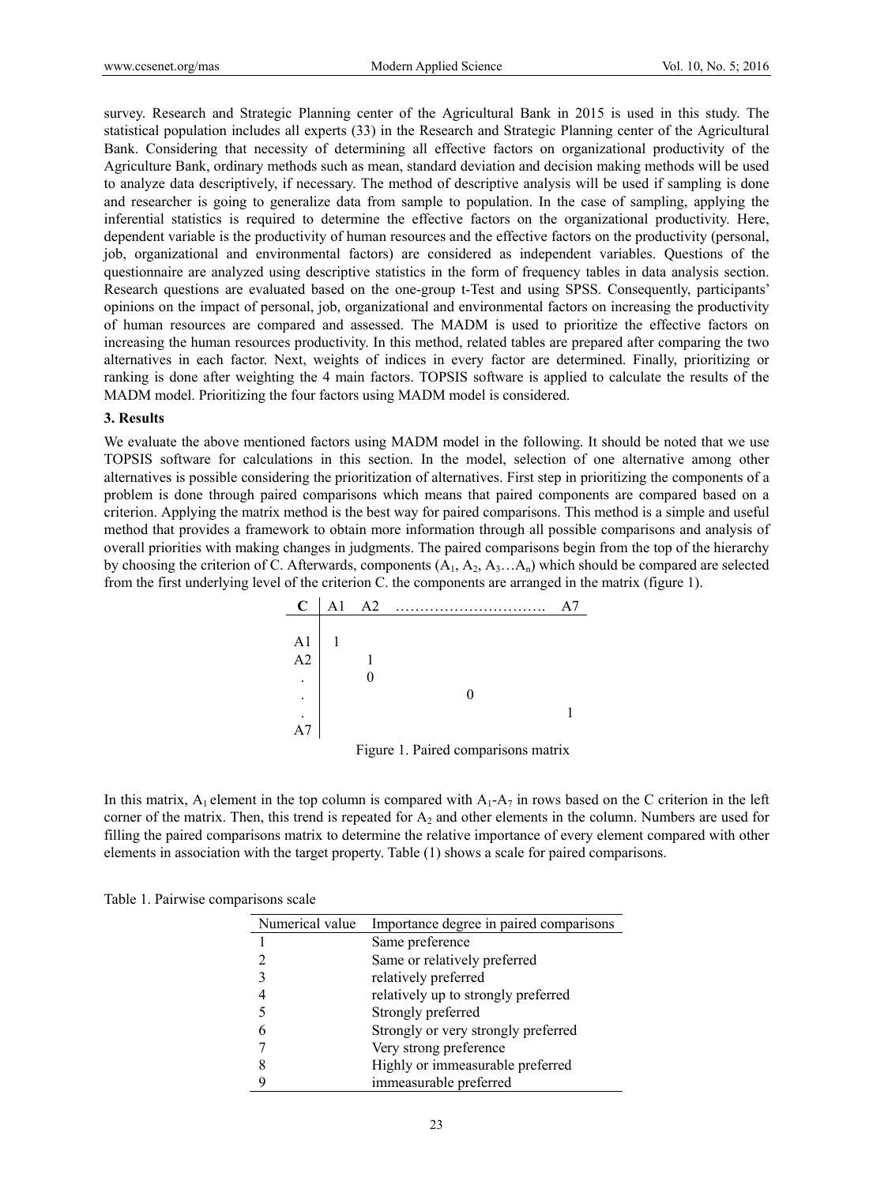survey. Research and Strategic Planning center of the Agricultural Bank in 2015 is used in this study. The statistical population includes all experts (33) in the Research and Strategic Planning center of the Agricultural Bank. Considering that necessity of determining all effective factors on organizational productivity of the Agriculture Bank, ordinary methods such as mean, standard deviation and decision making methods will be used to analyze data descriptively, if necessary. The method of descriptive analysis will be used if sampling is done and researcher is going to generalize data from sample to population. In the case of sampling, applying the inferential statistics is required to determine the effective factors on the organizational productivity. Here, dependent variable is the productivity of human resources and the effective factors on the productivity (personal, job, organizational and environmental factors) are considered as independent variables. Questions of the questionnaire are analyzed using descriptive statistics in the form of frequency tables in data analysis section. Research questions are evaluated based on the one-group t-Test and using SPSS. Consequently, participants' opinions on the impact of personal, job, organizational and environmental factors on increasing the productivity of human resources are compared and assessed. The MADM is used to prioritize the effective factors on increasing the human resources productivity. In this method, related tables are prepared after comparing the two alternatives in each factor. Next, weights of indices in every factor are determined. Finally, prioritizing or ranking is done after weighting the 4 main factors. TOPSIS software is applied to calculate the results of the MADM model. Prioritizing the four factors using MADM model is considered.

## 3. Results

We evaluate the above mentioned factors using MADM model in the following. It should be noted that we use TOPSIS software for calculations in this section. In the model, selection of one alternative among other alternatives is possible considering the prioritization of alternatives. First step in prioritizing the components of a problem is done through paired comparisons which means that paired components are compared based on a criterion. Applying the matrix method is the best way for paired comparisons. This method is a simple and useful method that provides a framework to obtain more information through all possible comparisons and analysis of overall priorities with making changes in judgments. The paired comparisons begin from the top of the hierarchy by choosing the criterion of C. Afterwards, components ($A_1, A_2, A_3 \ldots A_n$) which should be compared are selected from the first underlying level of the criterion C. the components are arranged in the matrix (figure 1).

| **C** | A1 | A2 | ………………………….. | A7 |
|---|---|---|---|---|
| A1 | 1 | | | |
| A2 | | 1 | | |
| . | | 0 | | |
| . | | | 0 | |
| . | | | | 1 |
| A7 | | | | |

Figure 1. Paired comparisons matrix

In this matrix, $A_1$ element in the top column is compared with $A_1$-$A_7$ in rows based on the C criterion in the left corner of the matrix. Then, this trend is repeated for $A_2$ and other elements in the column. Numbers are used for filling the paired comparisons matrix to determine the relative importance of every element compared with other elements in association with the target property. Table (1) shows a scale for paired comparisons.

Table 1. Pairwise comparisons scale

| Numerical value | Importance degree in paired comparisons |
|---|---|
| 1 | Same preference |
| 2 | Same or relatively preferred |
| 3 | relatively preferred |
| 4 | relatively up to strongly preferred |
| 5 | Strongly preferred |
| 6 | Strongly or very strongly preferred |
| 7 | Very strong preference |
| 8 | Highly or immeasurable preferred |
| 9 | immeasurable preferred |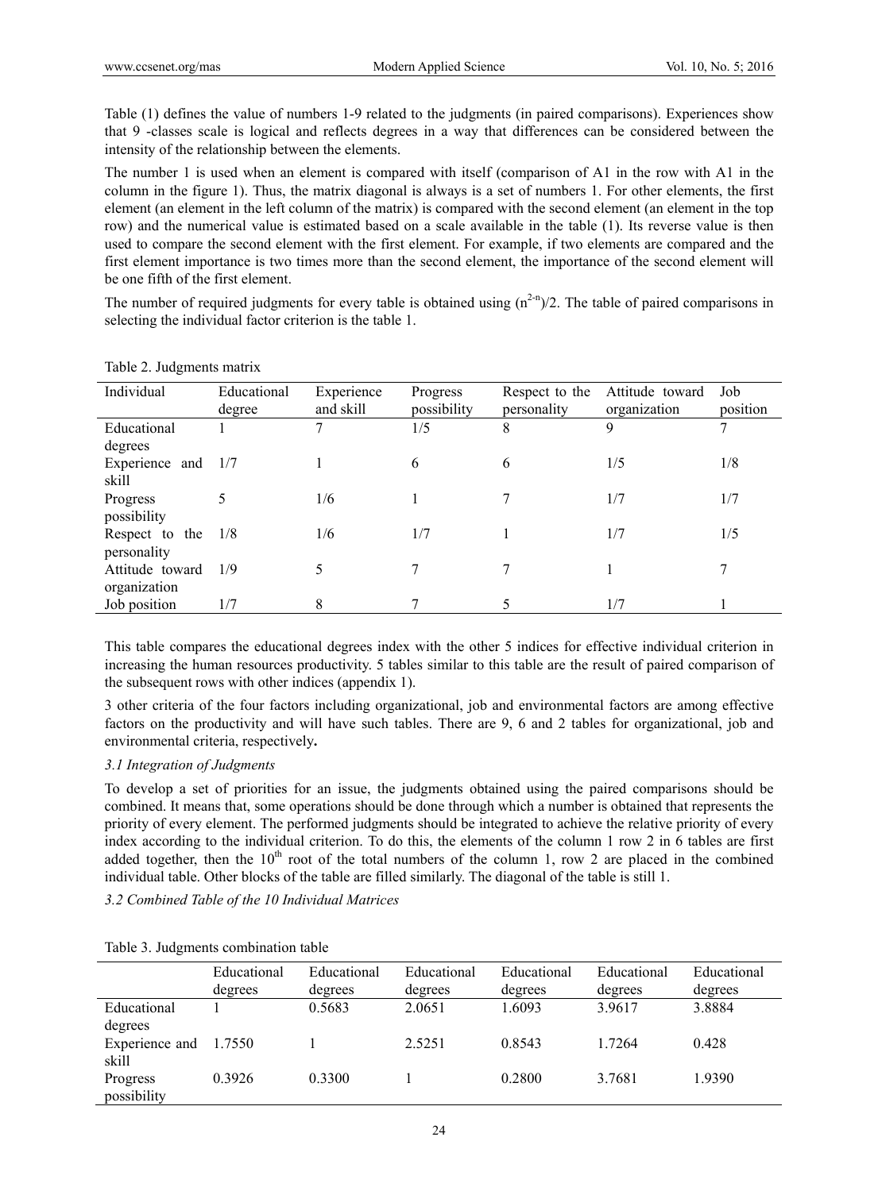Table (1) defines the value of numbers 1-9 related to the judgments (in paired comparisons). Experiences show that 9 -classes scale is logical and reflects degrees in a way that differences can be considered between the intensity of the relationship between the elements.

The number 1 is used when an element is compared with itself (comparison of A1 in the row with A1 in the column in the figure 1). Thus, the matrix diagonal is always is a set of numbers 1. For other elements, the first element (an element in the left column of the matrix) is compared with the second element (an element in the top row) and the numerical value is estimated based on a scale available in the table (1). Its reverse value is then used to compare the second element with the first element. For example, if two elements are compared and the first element importance is two times more than the second element, the importance of the second element will be one fifth of the first element.

The number of required judgments for every table is obtained using $(n^{2-n})/2$. The table of paired comparisons in selecting the individual factor criterion is the table 1.

Table 2. Judgments matrix

| Individual | Educational degree | Experience and skill | Progress possibility | Respect to the personality | Attitude toward organization | Job position |
|---|---|---|---|---|---|---|
| Educational degrees | 1 | 7 | 1/5 | 8 | 9 | 7 |
| Experience and skill | 1/7 | 1 | 6 | 6 | 1/5 | 1/8 |
| Progress possibility | 5 | 1/6 | 1 | 7 | 1/7 | 1/7 |
| Respect to the personality | 1/8 | 1/6 | 1/7 | 1 | 1/7 | 1/5 |
| Attitude toward organization | 1/9 | 5 | 7 | 7 | 1 | 7 |
| Job position | 1/7 | 8 | 7 | 5 | 1/7 | 1 |

This table compares the educational degrees index with the other 5 indices for effective individual criterion in increasing the human resources productivity. 5 tables similar to this table are the result of paired comparison of the subsequent rows with other indices (appendix 1).

3 other criteria of the four factors including organizational, job and environmental factors are among effective factors on the productivity and will have such tables. There are 9, 6 and 2 tables for organizational, job and environmental criteria, respectively**.**

### *3.1 Integration of Judgments*

To develop a set of priorities for an issue, the judgments obtained using the paired comparisons should be combined. It means that, some operations should be done through which a number is obtained that represents the priority of every element. The performed judgments should be integrated to achieve the relative priority of every index according to the individual criterion. To do this, the elements of the column 1 row 2 in 6 tables are first added together, then the $10^{th}$ root of the total numbers of the column 1, row 2 are placed in the combined individual table. Other blocks of the table are filled similarly. The diagonal of the table is still 1.

### *3.2 Combined Table of the 10 Individual Matrices*

Table 3. Judgments combination table

| | Educational degrees | Educational degrees | Educational degrees | Educational degrees | Educational degrees | Educational degrees |
|---|---|---|---|---|---|---|
| Educational degrees | 1 | 0.5683 | 2.0651 | 1.6093 | 3.9617 | 3.8884 |
| Experience and skill | 1.7550 | 1 | 2.5251 | 0.8543 | 1.7264 | 0.428 |
| Progress possibility | 0.3926 | 0.3300 | 1 | 0.2800 | 3.7681 | 1.9390 |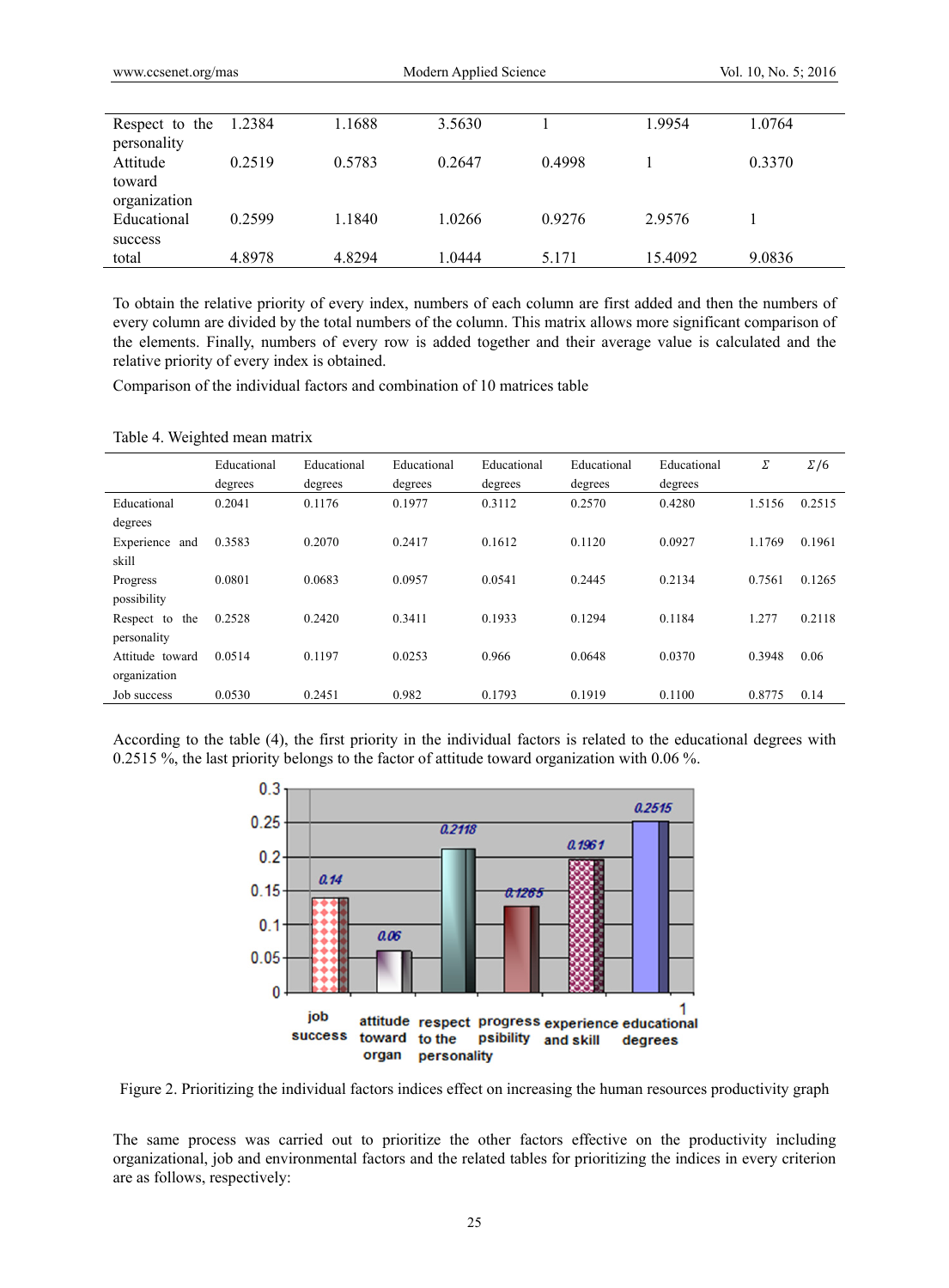| | | | | | | |
|---|---|---|---|---|---|---|
| Respect to the personality | 1.2384 | 1.1688 | 3.5630 | 1 | 1.9954 | 1.0764 |
| Attitude toward organization | 0.2519 | 0.5783 | 0.2647 | 0.4998 | 1 | 0.3370 |
| Educational success | 0.2599 | 1.1840 | 1.0266 | 0.9276 | 2.9576 | 1 |
| total | 4.8978 | 4.8294 | 1.0444 | 5.171 | 15.4092 | 9.0836 |

To obtain the relative priority of every index, numbers of each column are first added and then the numbers of every column are divided by the total numbers of the column. This matrix allows more significant comparison of the elements. Finally, numbers of every row is added together and their average value is calculated and the relative priority of every index is obtained.

Comparison of the individual factors and combination of 10 matrices table

Table 4. Weighted mean matrix

| | Educational degrees | Educational degrees | Educational degrees | Educational degrees | Educational degrees | Educational degrees | $\Sigma$ | $\Sigma/6$ |
|---|---|---|---|---|---|---|---|---|
| Educational degrees | 0.2041 | 0.1176 | 0.1977 | 0.3112 | 0.2570 | 0.4280 | 1.5156 | 0.2515 |
| Experience and skill | 0.3583 | 0.2070 | 0.2417 | 0.1612 | 0.1120 | 0.0927 | 1.1769 | 0.1961 |
| Progress possibility | 0.0801 | 0.0683 | 0.0957 | 0.0541 | 0.2445 | 0.2134 | 0.7561 | 0.1265 |
| Respect to the personality | 0.2528 | 0.2420 | 0.3411 | 0.1933 | 0.1294 | 0.1184 | 1.277 | 0.2118 |
| Attitude toward organization | 0.0514 | 0.1197 | 0.0253 | 0.966 | 0.0648 | 0.0370 | 0.3948 | 0.06 |
| Job success | 0.0530 | 0.2451 | 0.982 | 0.1793 | 0.1919 | 0.1100 | 0.8775 | 0.14 |

According to the table (4), the first priority in the individual factors is related to the educational degrees with 0.2515 %, the last priority belongs to the factor of attitude toward organization with 0.06 %.

Figure 2. Prioritizing the individual factors indices effect on increasing the human resources productivity graph

The same process was carried out to prioritize the other factors effective on the productivity including organizational, job and environmental factors and the related tables for prioritizing the indices in every criterion are as follows, respectively: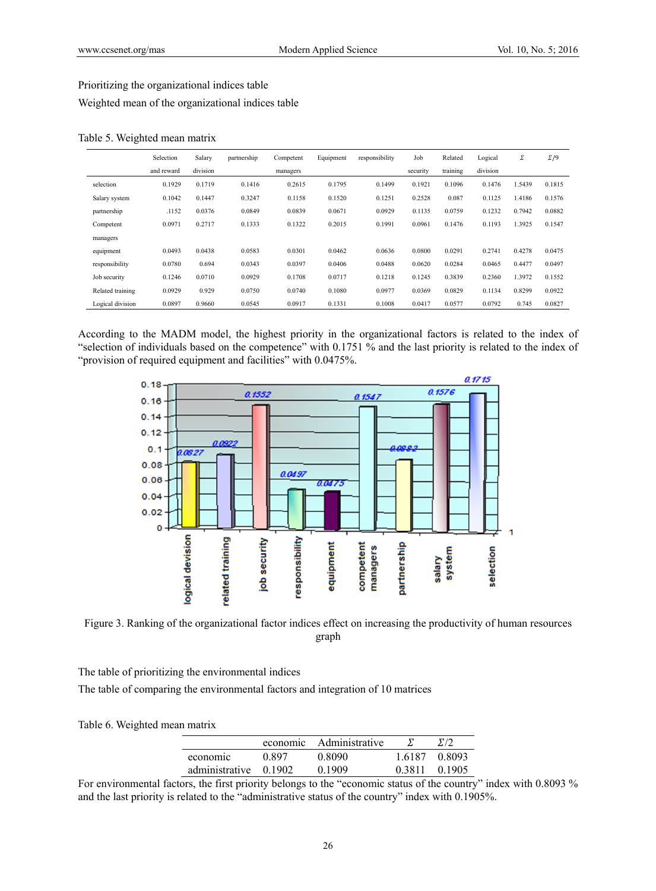Prioritizing the organizational indices table

Weighted mean of the organizational indices table

Table 5. Weighted mean matrix

| | Selection and reward | Salary division | partnership | Competent managers | Equipment | responsibility | Job security | Related training | Logical division | Σ | Σ/9 |
|---|---|---|---|---|---|---|---|---|---|---|---|
| selection | 0.1929 | 0.1719 | 0.1416 | 0.2615 | 0.1795 | 0.1499 | 0.1921 | 0.1096 | 0.1476 | 1.5439 | 0.1815 |
| Salary system | 0.1042 | 0.1447 | 0.3247 | 0.1158 | 0.1520 | 0.1251 | 0.2528 | 0.087 | 0.1125 | 1.4186 | 0.1576 |
| partnership | .1152 | 0.0376 | 0.0849 | 0.0839 | 0.0671 | 0.0929 | 0.1135 | 0.0759 | 0.1232 | 0.7942 | 0.0882 |
| Competent managers | 0.0971 | 0.2717 | 0.1333 | 0.1322 | 0.2015 | 0.1991 | 0.0961 | 0.1476 | 0.1193 | 1.3925 | 0.1547 |
| equipment | 0.0493 | 0.0438 | 0.0583 | 0.0301 | 0.0462 | 0.0636 | 0.0800 | 0.0291 | 0.2741 | 0.4278 | 0.0475 |
| responsibility | 0.0780 | 0.694 | 0.0343 | 0.0397 | 0.0406 | 0.0488 | 0.0620 | 0.0284 | 0.0465 | 0.4477 | 0.0497 |
| Job security | 0.1246 | 0.0710 | 0.0929 | 0.1708 | 0.0717 | 0.1218 | 0.1245 | 0.3839 | 0.2360 | 1.3972 | 0.1552 |
| Related training | 0.0929 | 0.929 | 0.0750 | 0.0740 | 0.1080 | 0.0977 | 0.0369 | 0.0829 | 0.1134 | 0.8299 | 0.0922 |
| Logical division | 0.0897 | 0.9660 | 0.0545 | 0.0917 | 0.1331 | 0.1008 | 0.0417 | 0.0577 | 0.0792 | 0.745 | 0.0827 |

According to the MADM model, the highest priority in the organizational factors is related to the index of "selection of individuals based on the competence" with 0.1751 % and the last priority is related to the index of "provision of required equipment and facilities" with 0.0475%.

Figure 3. Ranking of the organizational factor indices effect on increasing the productivity of human resources graph

The table of prioritizing the environmental indices

The table of comparing the environmental factors and integration of 10 matrices

Table 6. Weighted mean matrix

| | economic | Administrative | Σ | Σ/2 |
|---|---|---|---|---|
| economic | 0.897 | 0.8090 | 1.6187 | 0.8093 |
| administrative | 0.1902 | 0.1909 | 0.3811 | 0.1905 |

For environmental factors, the first priority belongs to the "economic status of the country" index with 0.8093 % and the last priority is related to the "administrative status of the country" index with 0.1905%.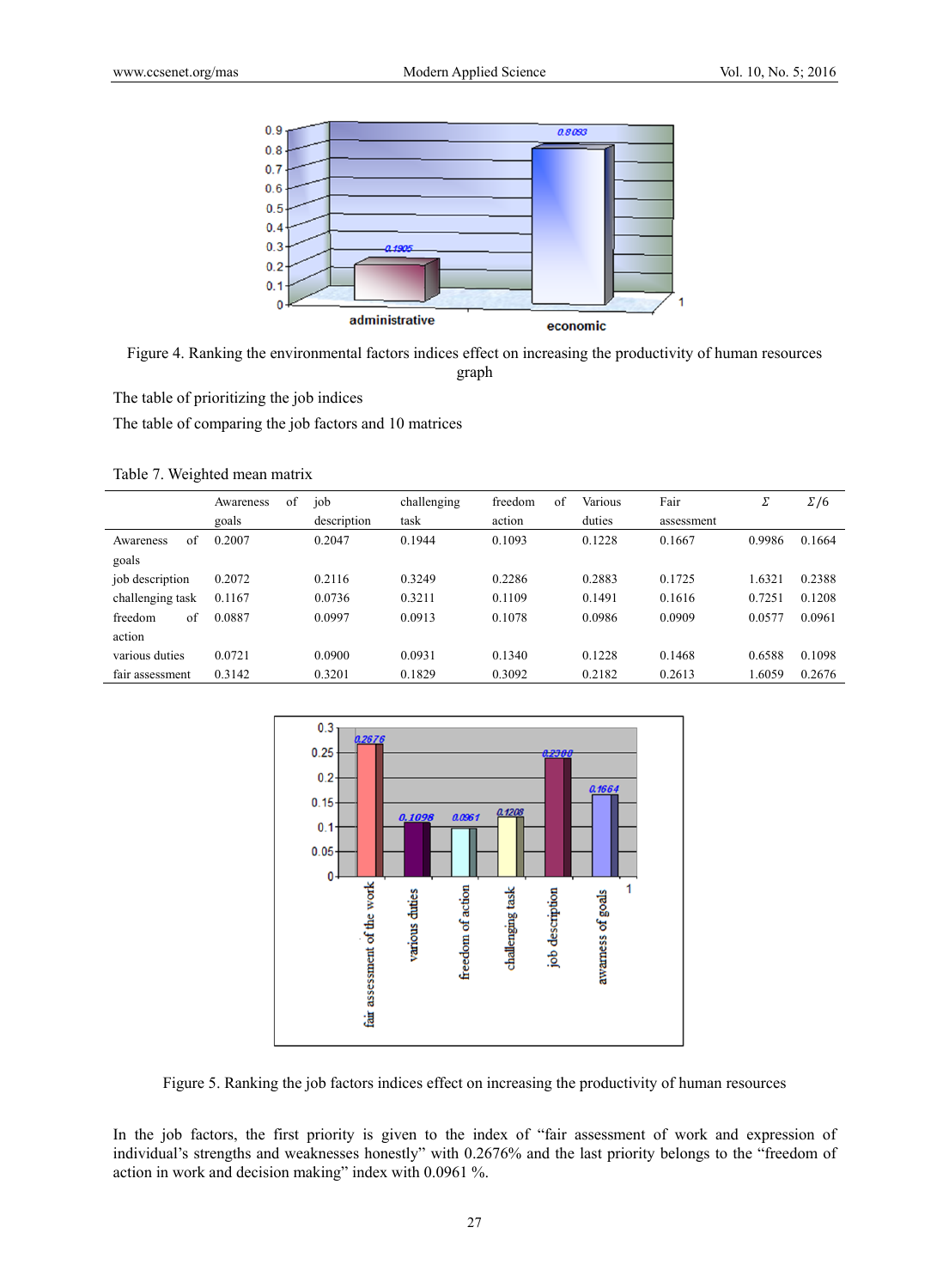Figure 4. Ranking the environmental factors indices effect on increasing the productivity of human resources graph

The table of prioritizing the job indices

The table of comparing the job factors and 10 matrices

Table 7. Weighted mean matrix

| | Awareness of goals | job description | challenging task | freedom of action | Various duties | Fair assessment | $\Sigma$ | $\Sigma/6$ |
|---|---|---|---|---|---|---|---|---|
| Awareness of goals | 0.2007 | 0.2047 | 0.1944 | 0.1093 | 0.1228 | 0.1667 | 0.9986 | 0.1664 |
| job description | 0.2072 | 0.2116 | 0.3249 | 0.2286 | 0.2883 | 0.1725 | 1.6321 | 0.2388 |
| challenging task | 0.1167 | 0.0736 | 0.3211 | 0.1109 | 0.1491 | 0.1616 | 0.7251 | 0.1208 |
| freedom of action | 0.0887 | 0.0997 | 0.0913 | 0.1078 | 0.0986 | 0.0909 | 0.0577 | 0.0961 |
| various duties | 0.0721 | 0.0900 | 0.0931 | 0.1340 | 0.1228 | 0.1468 | 0.6588 | 0.1098 |
| fair assessment | 0.3142 | 0.3201 | 0.1829 | 0.3092 | 0.2182 | 0.2613 | 1.6059 | 0.2676 |

Figure 5. Ranking the job factors indices effect on increasing the productivity of human resources

In the job factors, the first priority is given to the index of "fair assessment of work and expression of individual's strengths and weaknesses honestly" with 0.2676% and the last priority belongs to the "freedom of action in work and decision making" index with 0.0961 %.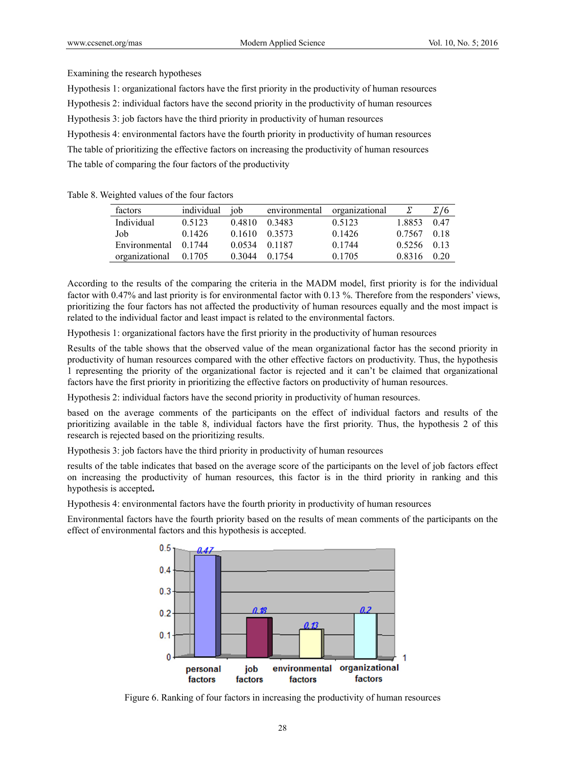Examining the research hypotheses

Hypothesis 1: organizational factors have the first priority in the productivity of human resources

Hypothesis 2: individual factors have the second priority in the productivity of human resources

Hypothesis 3: job factors have the third priority in productivity of human resources

Hypothesis 4: environmental factors have the fourth priority in productivity of human resources

The table of prioritizing the effective factors on increasing the productivity of human resources

The table of comparing the four factors of the productivity

Table 8. Weighted values of the four factors

| factors | individual | job | environmental | organizational | $\Sigma$ | $\Sigma/6$ |
|---|---|---|---|---|---|---|
| Individual | 0.5123 | 0.4810 | 0.3483 | 0.5123 | 1.8853 | 0.47 |
| Job | 0.1426 | 0.1610 | 0.3573 | 0.1426 | 0.7567 | 0.18 |
| Environmental | 0.1744 | 0.0534 | 0.1187 | 0.1744 | 0.5256 | 0.13 |
| organizational | 0.1705 | 0.3044 | 0.1754 | 0.1705 | 0.8316 | 0.20 |

According to the results of the comparing the criteria in the MADM model, first priority is for the individual factor with 0.47% and last priority is for environmental factor with 0.13 %. Therefore from the responders' views, prioritizing the four factors has not affected the productivity of human resources equally and the most impact is related to the individual factor and least impact is related to the environmental factors.

Hypothesis 1: organizational factors have the first priority in the productivity of human resources

Results of the table shows that the observed value of the mean organizational factor has the second priority in productivity of human resources compared with the other effective factors on productivity. Thus, the hypothesis 1 representing the priority of the organizational factor is rejected and it can't be claimed that organizational factors have the first priority in prioritizing the effective factors on productivity of human resources.

Hypothesis 2: individual factors have the second priority in productivity of human resources.

based on the average comments of the participants on the effect of individual factors and results of the prioritizing available in the table 8, individual factors have the first priority. Thus, the hypothesis 2 of this research is rejected based on the prioritizing results.

Hypothesis 3: job factors have the third priority in productivity of human resources

results of the table indicates that based on the average score of the participants on the level of job factors effect on increasing the productivity of human resources, this factor is in the third priority in ranking and this hypothesis is accepted**.**

Hypothesis 4: environmental factors have the fourth priority in productivity of human resources

Environmental factors have the fourth priority based on the results of mean comments of the participants on the effect of environmental factors and this hypothesis is accepted.

Figure 6. Ranking of four factors in increasing the productivity of human resources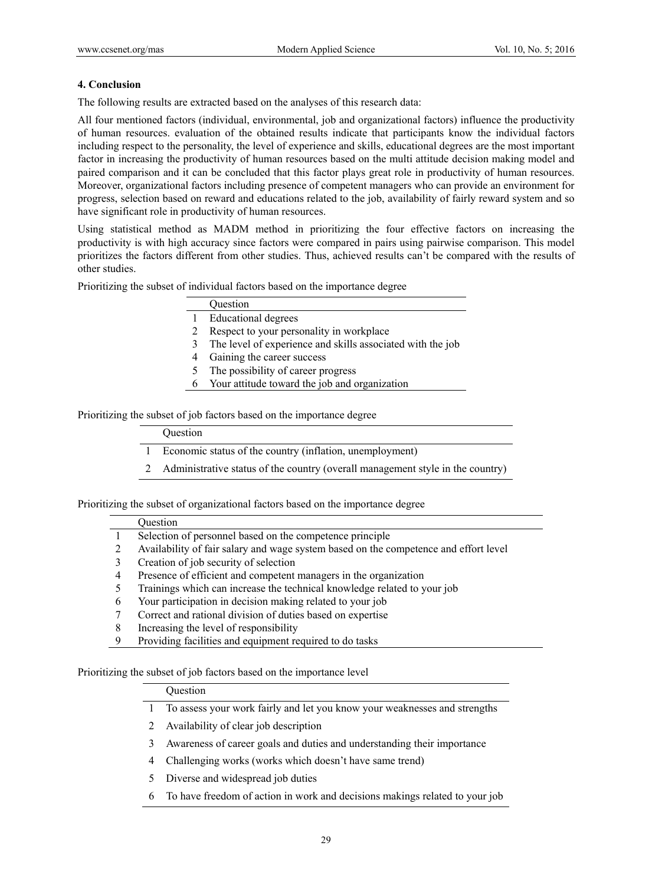## 4. Conclusion

The following results are extracted based on the analyses of this research data:

All four mentioned factors (individual, environmental, job and organizational factors) influence the productivity of human resources. evaluation of the obtained results indicate that participants know the individual factors including respect to the personality, the level of experience and skills, educational degrees are the most important factor in increasing the productivity of human resources based on the multi attitude decision making model and paired comparison and it can be concluded that this factor plays great role in productivity of human resources. Moreover, organizational factors including presence of competent managers who can provide an environment for progress, selection based on reward and educations related to the job, availability of fairly reward system and so have significant role in productivity of human resources.

Using statistical method as MADM method in prioritizing the four effective factors on increasing the productivity is with high accuracy since factors were compared in pairs using pairwise comparison. This model prioritizes the factors different from other studies. Thus, achieved results can't be compared with the results of other studies.

Prioritizing the subset of individual factors based on the importance degree

| | Question |
|---|---|
| 1 | Educational degrees |
| 2 | Respect to your personality in workplace |
| 3 | The level of experience and skills associated with the job |
| 4 | Gaining the career success |
| 5 | The possibility of career progress |
| 6 | Your attitude toward the job and organization |

Prioritizing the subset of job factors based on the importance degree

| | Question |
|---|---|
| 1 | Economic status of the country (inflation, unemployment) |
| 2 | Administrative status of the country (overall management style in the country) |

Prioritizing the subset of organizational factors based on the importance degree

| | Question |
|---|---|
| 1 | Selection of personnel based on the competence principle |
| 2 | Availability of fair salary and wage system based on the competence and effort level |
| 3 | Creation of job security of selection |
| 4 | Presence of efficient and competent managers in the organization |
| 5 | Trainings which can increase the technical knowledge related to your job |
| 6 | Your participation in decision making related to your job |
| 7 | Correct and rational division of duties based on expertise |
| 8 | Increasing the level of responsibility |
| 9 | Providing facilities and equipment required to do tasks |

Prioritizing the subset of job factors based on the importance level

| | Question |
|---|---|
| 1 | To assess your work fairly and let you know your weaknesses and strengths |
| 2 | Availability of clear job description |
| 3 | Awareness of career goals and duties and understanding their importance |
| 4 | Challenging works (works which doesn't have same trend) |
| 5 | Diverse and widespread job duties |
| 6 | To have freedom of action in work and decisions makings related to your job |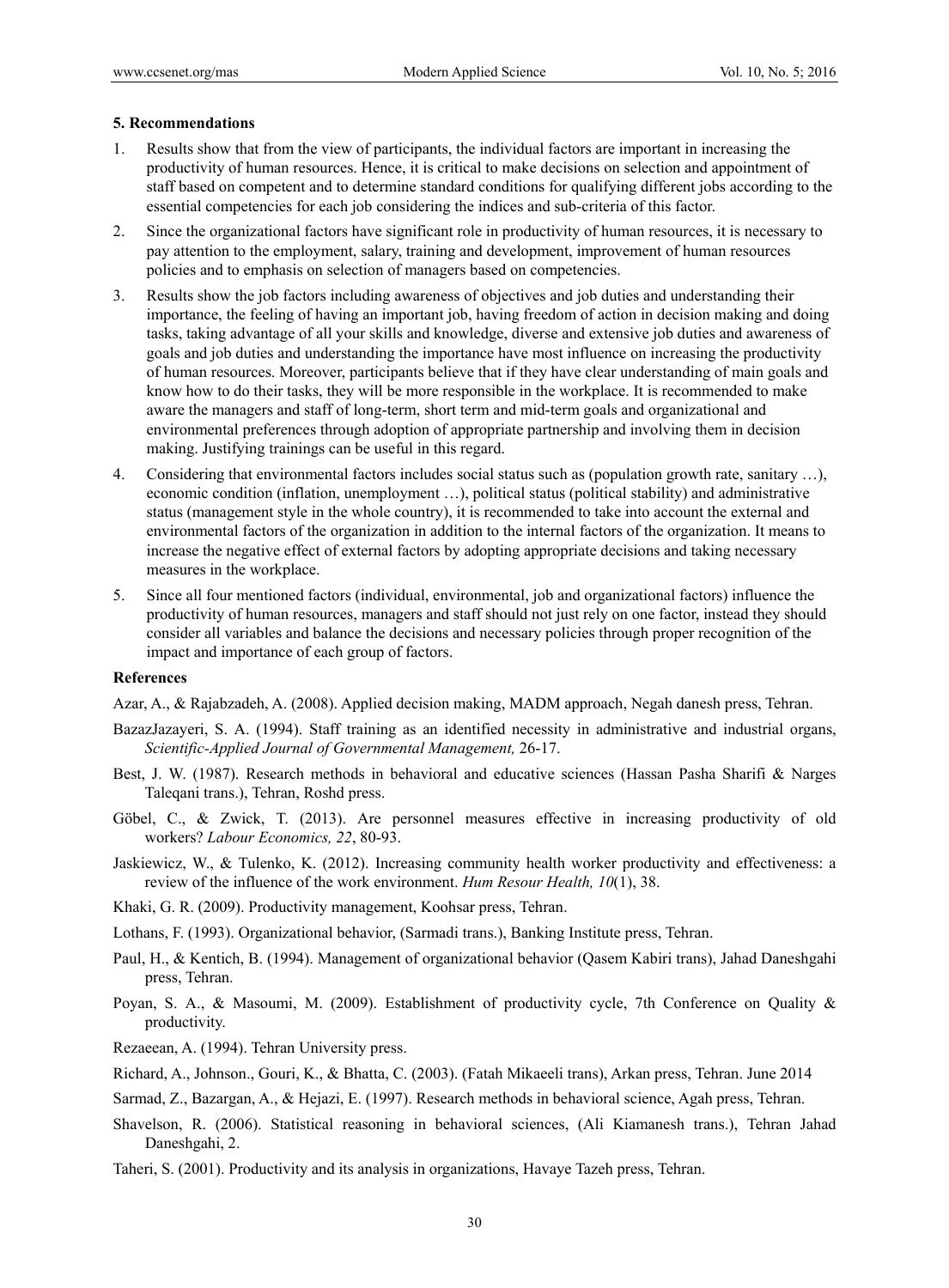### 5. Recommendations

1. Results show that from the view of participants, the individual factors are important in increasing the productivity of human resources. Hence, it is critical to make decisions on selection and appointment of staff based on competent and to determine standard conditions for qualifying different jobs according to the essential competencies for each job considering the indices and sub-criteria of this factor.
2. Since the organizational factors have significant role in productivity of human resources, it is necessary to pay attention to the employment, salary, training and development, improvement of human resources policies and to emphasis on selection of managers based on competencies.
3. Results show the job factors including awareness of objectives and job duties and understanding their importance, the feeling of having an important job, having freedom of action in decision making and doing tasks, taking advantage of all your skills and knowledge, diverse and extensive job duties and awareness of goals and job duties and understanding the importance have most influence on increasing the productivity of human resources. Moreover, participants believe that if they have clear understanding of main goals and know how to do their tasks, they will be more responsible in the workplace. It is recommended to make aware the managers and staff of long-term, short term and mid-term goals and organizational and environmental preferences through adoption of appropriate partnership and involving them in decision making. Justifying trainings can be useful in this regard.
4. Considering that environmental factors includes social status such as (population growth rate, sanitary …), economic condition (inflation, unemployment …), political status (political stability) and administrative status (management style in the whole country), it is recommended to take into account the external and environmental factors of the organization in addition to the internal factors of the organization. It means to increase the negative effect of external factors by adopting appropriate decisions and taking necessary measures in the workplace.
5. Since all four mentioned factors (individual, environmental, job and organizational factors) influence the productivity of human resources, managers and staff should not just rely on one factor, instead they should consider all variables and balance the decisions and necessary policies through proper recognition of the impact and importance of each group of factors.

### References

Azar, A., & Rajabzadeh, A. (2008). Applied decision making, MADM approach, Negah danesh press, Tehran.

BazazJazayeri, S. A. (1994). Staff training as an identified necessity in administrative and industrial organs, *Scientific-Applied Journal of Governmental Management,* 26-17.

Best, J. W. (1987). Research methods in behavioral and educative sciences (Hassan Pasha Sharifi & Narges Taleqani trans.), Tehran, Roshd press.

Göbel, C., & Zwick, T. (2013). Are personnel measures effective in increasing productivity of old workers? *Labour Economics, 22*, 80-93.

Jaskiewicz, W., & Tulenko, K. (2012). Increasing community health worker productivity and effectiveness: a review of the influence of the work environment. *Hum Resour Health, 10*(1), 38.

Khaki, G. R. (2009). Productivity management, Koohsar press, Tehran.

Lothans, F. (1993). Organizational behavior, (Sarmadi trans.), Banking Institute press, Tehran.

Paul, H., & Kentich, B. (1994). Management of organizational behavior (Qasem Kabiri trans), Jahad Daneshgahi press, Tehran.

Poyan, S. A., & Masoumi, M. (2009). Establishment of productivity cycle, 7th Conference on Quality & productivity.

Rezaeean, A. (1994). Tehran University press.

Richard, A., Johnson., Gouri, K., & Bhatta, C. (2003). (Fatah Mikaeeli trans), Arkan press, Tehran. June 2014

Sarmad, Z., Bazargan, A., & Hejazi, E. (1997). Research methods in behavioral science, Agah press, Tehran.

Shavelson, R. (2006). Statistical reasoning in behavioral sciences, (Ali Kiamanesh trans.), Tehran Jahad Daneshgahi, 2.

Taheri, S. (2001). Productivity and its analysis in organizations, Havaye Tazeh press, Tehran.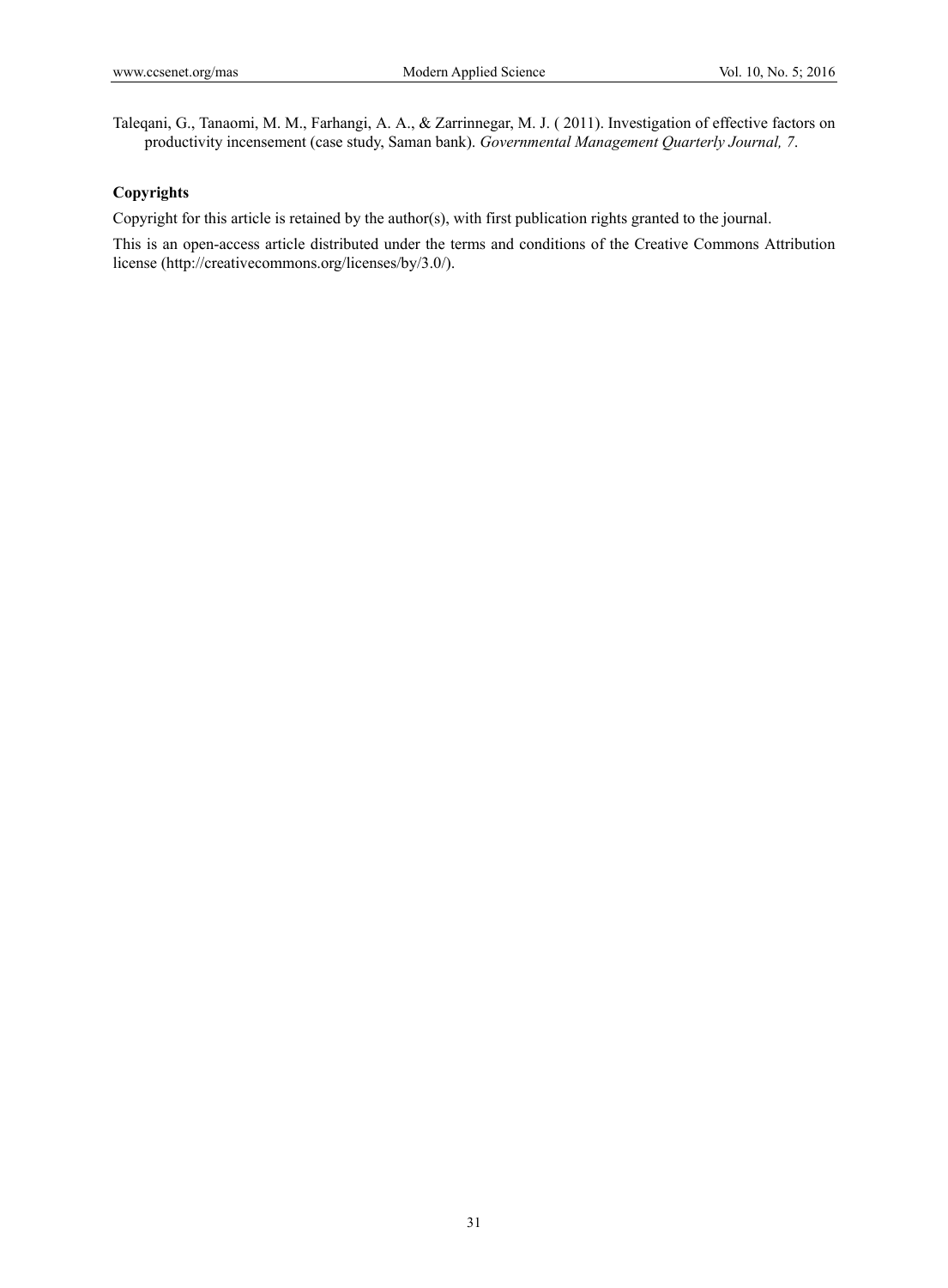Taleqani, G., Tanaomi, M. M., Farhangi, A. A., & Zarrinnegar, M. J. ( 2011). Investigation of effective factors on productivity incensement (case study, Saman bank). *Governmental Management Quarterly Journal, 7*.

## Copyrights

Copyright for this article is retained by the author(s), with first publication rights granted to the journal.

This is an open-access article distributed under the terms and conditions of the Creative Commons Attribution license (http://creativecommons.org/licenses/by/3.0/).